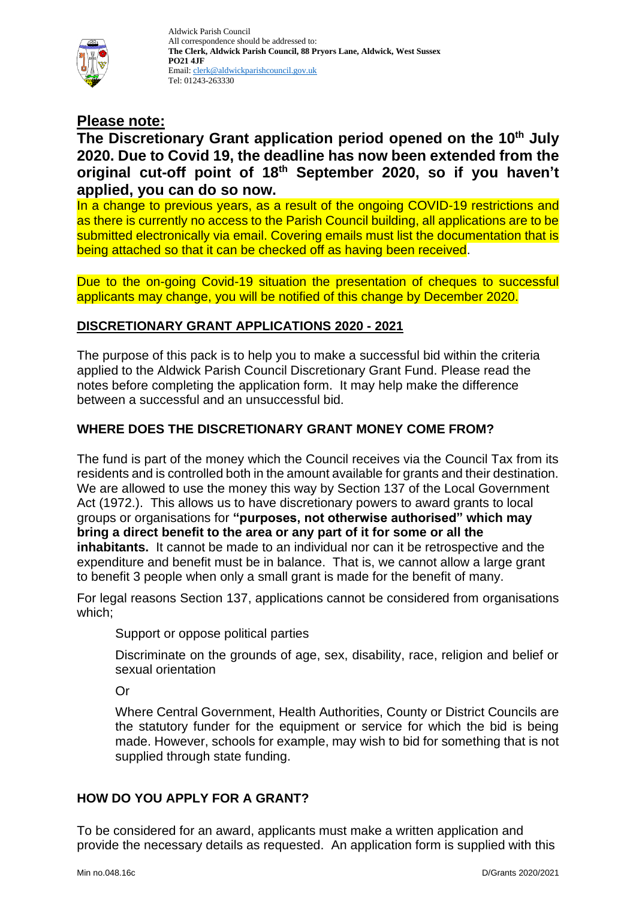Aldwick Parish Council
All correspondence should be addressed to:
**The Clerk, Aldwick Parish Council, 88 Pryors Lane, Aldwick, West Sussex PO21 4JF**
Email: clerk@aldwickparishcouncil.gov.uk
Tel: 01243-263330

## Please note:

**The Discretionary Grant application period opened on the 10th July 2020. Due to Covid 19, the deadline has now been extended from the original cut-off point of 18th September 2020, so if you haven't applied, you can do so now.**

In a change to previous years, as a result of the ongoing COVID-19 restrictions and as there is currently no access to the Parish Council building, all applications are to be submitted electronically via email. Covering emails must list the documentation that is being attached so that it can be checked off as having been received.

Due to the on-going Covid-19 situation the presentation of cheques to successful applicants may change, you will be notified of this change by December 2020.

## DISCRETIONARY GRANT APPLICATIONS 2020 - 2021

The purpose of this pack is to help you to make a successful bid within the criteria applied to the Aldwick Parish Council Discretionary Grant Fund. Please read the notes before completing the application form. It may help make the difference between a successful and an unsuccessful bid.

### WHERE DOES THE DISCRETIONARY GRANT MONEY COME FROM?

The fund is part of the money which the Council receives via the Council Tax from its residents and is controlled both in the amount available for grants and their destination. We are allowed to use the money this way by Section 137 of the Local Government Act (1972.). This allows us to have discretionary powers to award grants to local groups or organisations for **"purposes, not otherwise authorised" which may bring a direct benefit to the area or any part of it for some or all the inhabitants.** It cannot be made to an individual nor can it be retrospective and the expenditure and benefit must be in balance. That is, we cannot allow a large grant to benefit 3 people when only a small grant is made for the benefit of many.

For legal reasons Section 137, applications cannot be considered from organisations which;

Support or oppose political parties

Discriminate on the grounds of age, sex, disability, race, religion and belief or sexual orientation

Or

Where Central Government, Health Authorities, County or District Councils are the statutory funder for the equipment or service for which the bid is being made. However, schools for example, may wish to bid for something that is not supplied through state funding.

### HOW DO YOU APPLY FOR A GRANT?

To be considered for an award, applicants must make a written application and provide the necessary details as requested. An application form is supplied with this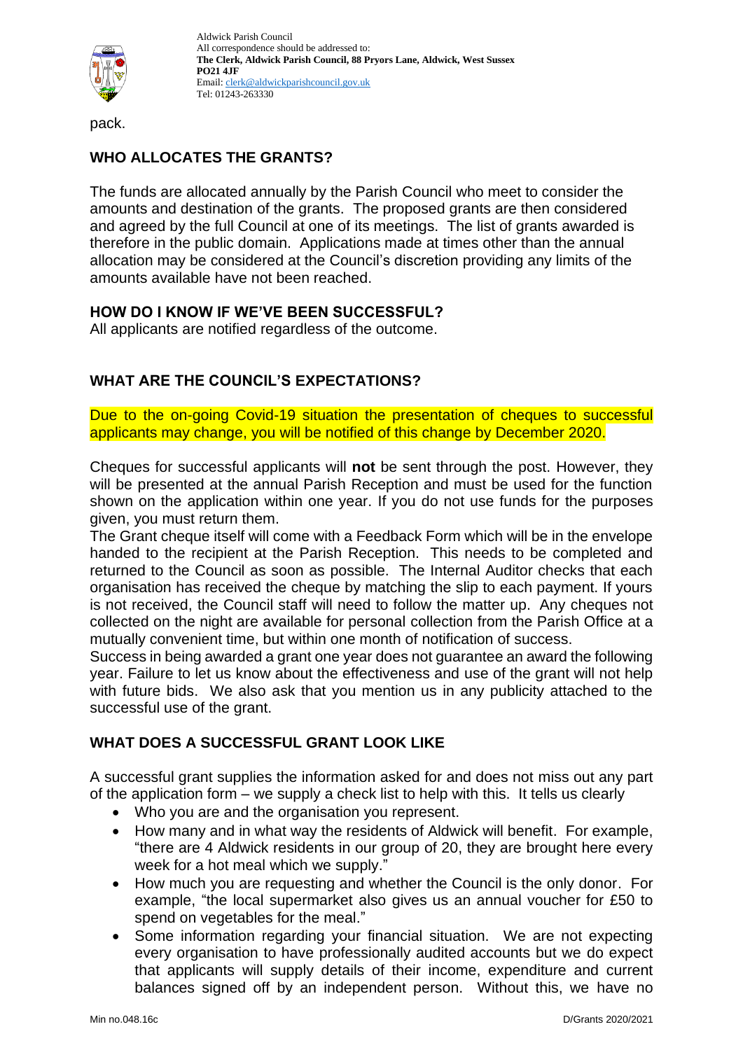pack.

## WHO ALLOCATES THE GRANTS?

The funds are allocated annually by the Parish Council who meet to consider the amounts and destination of the grants. The proposed grants are then considered and agreed by the full Council at one of its meetings. The list of grants awarded is therefore in the public domain. Applications made at times other than the annual allocation may be considered at the Council's discretion providing any limits of the amounts available have not been reached.

## HOW DO I KNOW IF WE'VE BEEN SUCCESSFUL?

All applicants are notified regardless of the outcome.

## WHAT ARE THE COUNCIL'S EXPECTATIONS?

Due to the on-going Covid-19 situation the presentation of cheques to successful applicants may change, you will be notified of this change by December 2020.

Cheques for successful applicants will **not** be sent through the post. However, they will be presented at the annual Parish Reception and must be used for the function shown on the application within one year. If you do not use funds for the purposes given, you must return them.

The Grant cheque itself will come with a Feedback Form which will be in the envelope handed to the recipient at the Parish Reception. This needs to be completed and returned to the Council as soon as possible. The Internal Auditor checks that each organisation has received the cheque by matching the slip to each payment. If yours is not received, the Council staff will need to follow the matter up. Any cheques not collected on the night are available for personal collection from the Parish Office at a mutually convenient time, but within one month of notification of success.

Success in being awarded a grant one year does not guarantee an award the following year. Failure to let us know about the effectiveness and use of the grant will not help with future bids. We also ask that you mention us in any publicity attached to the successful use of the grant.

## WHAT DOES A SUCCESSFUL GRANT LOOK LIKE

A successful grant supplies the information asked for and does not miss out any part of the application form – we supply a check list to help with this. It tells us clearly

- Who you are and the organisation you represent.
- How many and in what way the residents of Aldwick will benefit. For example, "there are 4 Aldwick residents in our group of 20, they are brought here every week for a hot meal which we supply."
- How much you are requesting and whether the Council is the only donor. For example, "the local supermarket also gives us an annual voucher for £50 to spend on vegetables for the meal."
- Some information regarding your financial situation. We are not expecting every organisation to have professionally audited accounts but we do expect that applicants will supply details of their income, expenditure and current balances signed off by an independent person. Without this, we have no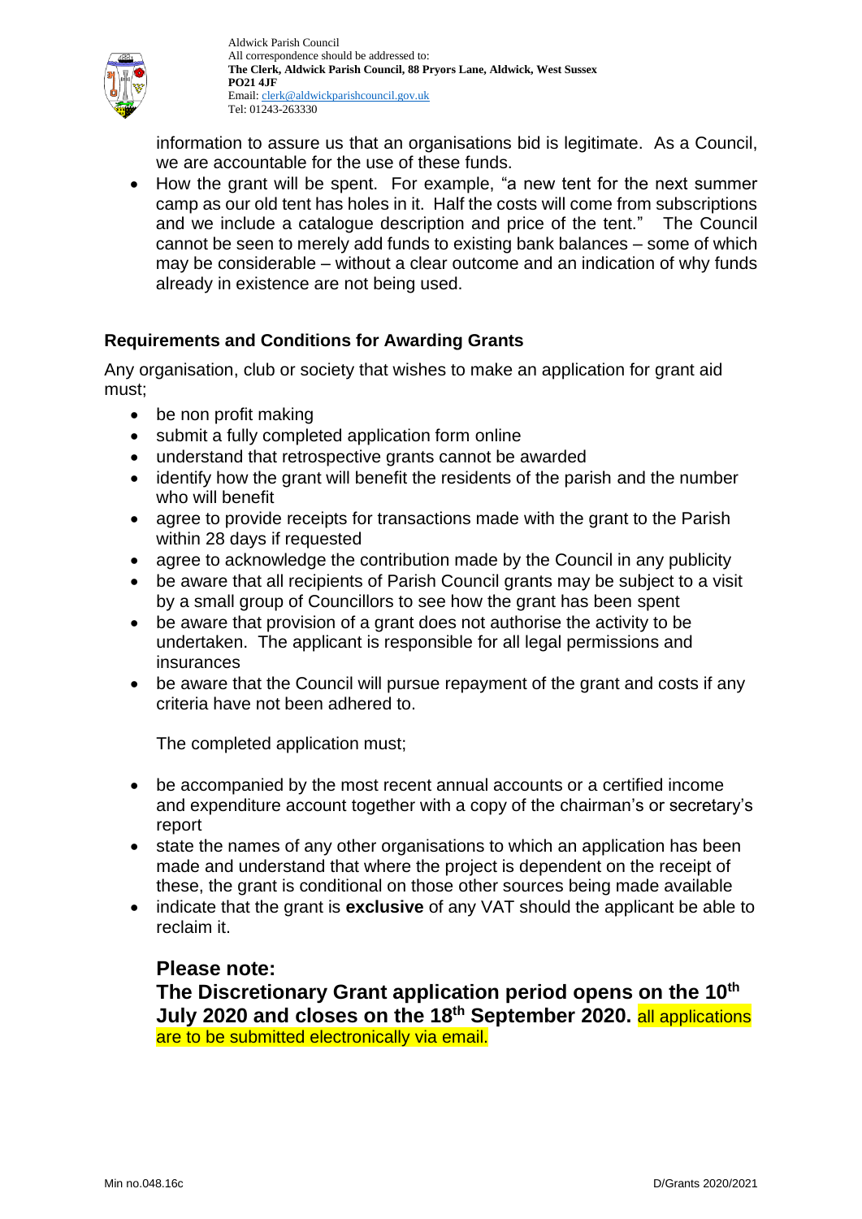information to assure us that an organisations bid is legitimate. As a Council, we are accountable for the use of these funds.

- How the grant will be spent. For example, "a new tent for the next summer camp as our old tent has holes in it. Half the costs will come from subscriptions and we include a catalogue description and price of the tent." The Council cannot be seen to merely add funds to existing bank balances – some of which may be considerable – without a clear outcome and an indication of why funds already in existence are not being used.

### Requirements and Conditions for Awarding Grants

Any organisation, club or society that wishes to make an application for grant aid must;

- be non profit making
- submit a fully completed application form online
- understand that retrospective grants cannot be awarded
- identify how the grant will benefit the residents of the parish and the number who will benefit
- agree to provide receipts for transactions made with the grant to the Parish within 28 days if requested
- agree to acknowledge the contribution made by the Council in any publicity
- be aware that all recipients of Parish Council grants may be subject to a visit by a small group of Councillors to see how the grant has been spent
- be aware that provision of a grant does not authorise the activity to be undertaken. The applicant is responsible for all legal permissions and insurances
- be aware that the Council will pursue repayment of the grant and costs if any criteria have not been adhered to.

The completed application must;

- be accompanied by the most recent annual accounts or a certified income and expenditure account together with a copy of the chairman's or secretary's report
- state the names of any other organisations to which an application has been made and understand that where the project is dependent on the receipt of these, the grant is conditional on those other sources being made available
- indicate that the grant is **exclusive** of any VAT should the applicant be able to reclaim it.

**Please note:**
**The Discretionary Grant application period opens on the 10th July 2020 and closes on the 18th September 2020.** all applications are to be submitted electronically via email.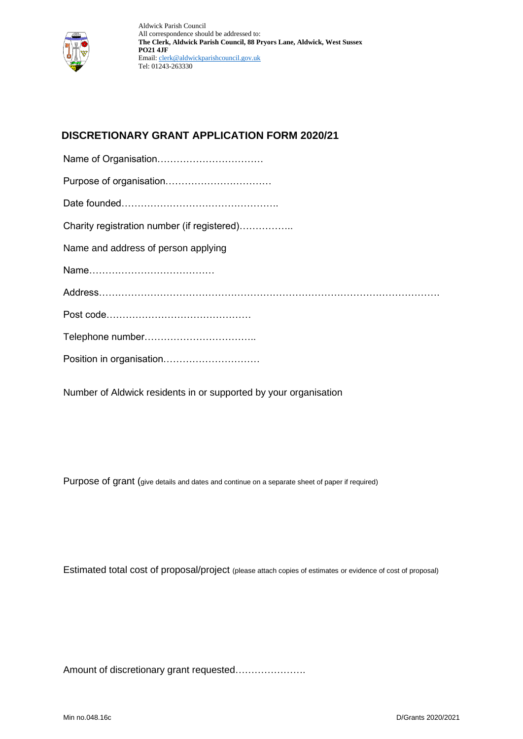Aldwick Parish Council
All correspondence should be addressed to:
**The Clerk, Aldwick Parish Council, 88 Pryors Lane, Aldwick, West Sussex PO21 4JF**
Email: clerk@aldwickparishcouncil.gov.uk
Tel: 01243-263330

## DISCRETIONARY GRANT APPLICATION FORM 2020/21

Name of Organisation……………………………

Purpose of organisation……………………………

Date founded………………………………………….

Charity registration number (if registered)……………..

Name and address of person applying

Name…………………………………

Address……………………………………………………………………………………………

Post code………………………………………

Telephone number……………………………..

Position in organisation…………………………

Number of Aldwick residents in or supported by your organisation

Purpose of grant (give details and dates and continue on a separate sheet of paper if required)

Estimated total cost of proposal/project (please attach copies of estimates or evidence of cost of proposal)

Amount of discretionary grant requested………………….

Min no.048.16c

D/Grants 2020/2021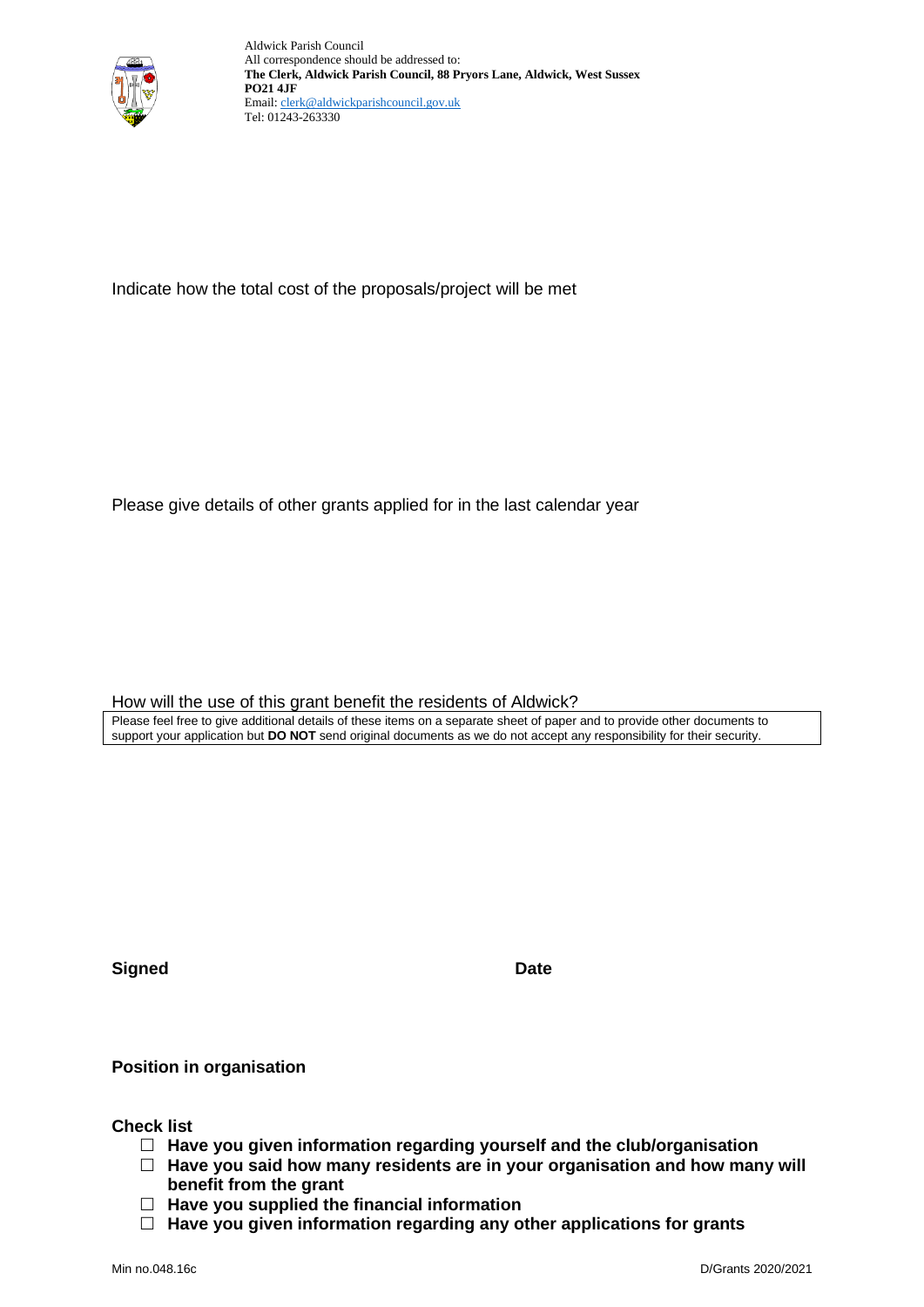Aldwick Parish Council
All correspondence should be addressed to:
**The Clerk, Aldwick Parish Council, 88 Pryors Lane, Aldwick, West Sussex PO21 4JF**
Email: clerk@aldwickparishcouncil.gov.uk
Tel: 01243-263330

Indicate how the total cost of the proposals/project will be met

Please give details of other grants applied for in the last calendar year

How will the use of this grant benefit the residents of Aldwick?

Please feel free to give additional details of these items on a separate sheet of paper and to provide other documents to support your application but **DO NOT** send original documents as we do not accept any responsibility for their security.

**Signed** **Date**

**Position in organisation**

**Check list**

- ☐ **Have you given information regarding yourself and the club/organisation**
- ☐ **Have you said how many residents are in your organisation and how many will benefit from the grant**
- ☐ **Have you supplied the financial information**
- ☐ **Have you given information regarding any other applications for grants**

Min no.048.16c D/Grants 2020/2021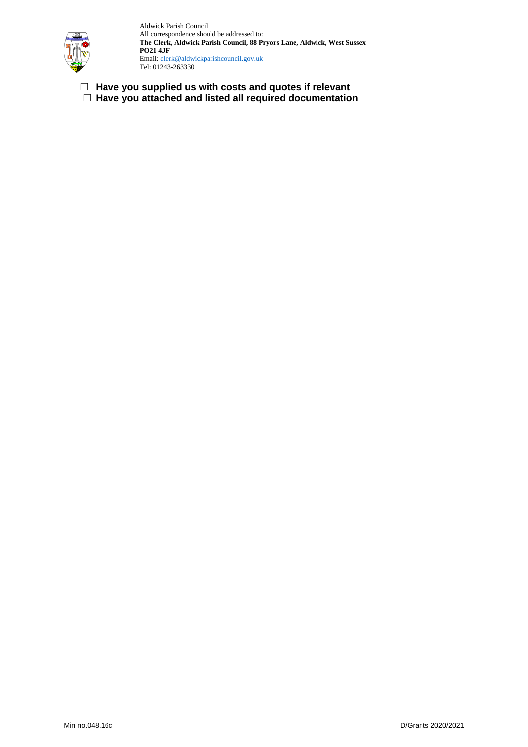Aldwick Parish Council
All correspondence should be addressed to:
**The Clerk, Aldwick Parish Council, 88 Pryors Lane, Aldwick, West Sussex PO21 4JF**
Email: clerk@aldwickparishcouncil.gov.uk
Tel: 01243-263330

☐ **Have you supplied us with costs and quotes if relevant**
☐ **Have you attached and listed all required documentation**

Min no.048.16c

D/Grants 2020/2021